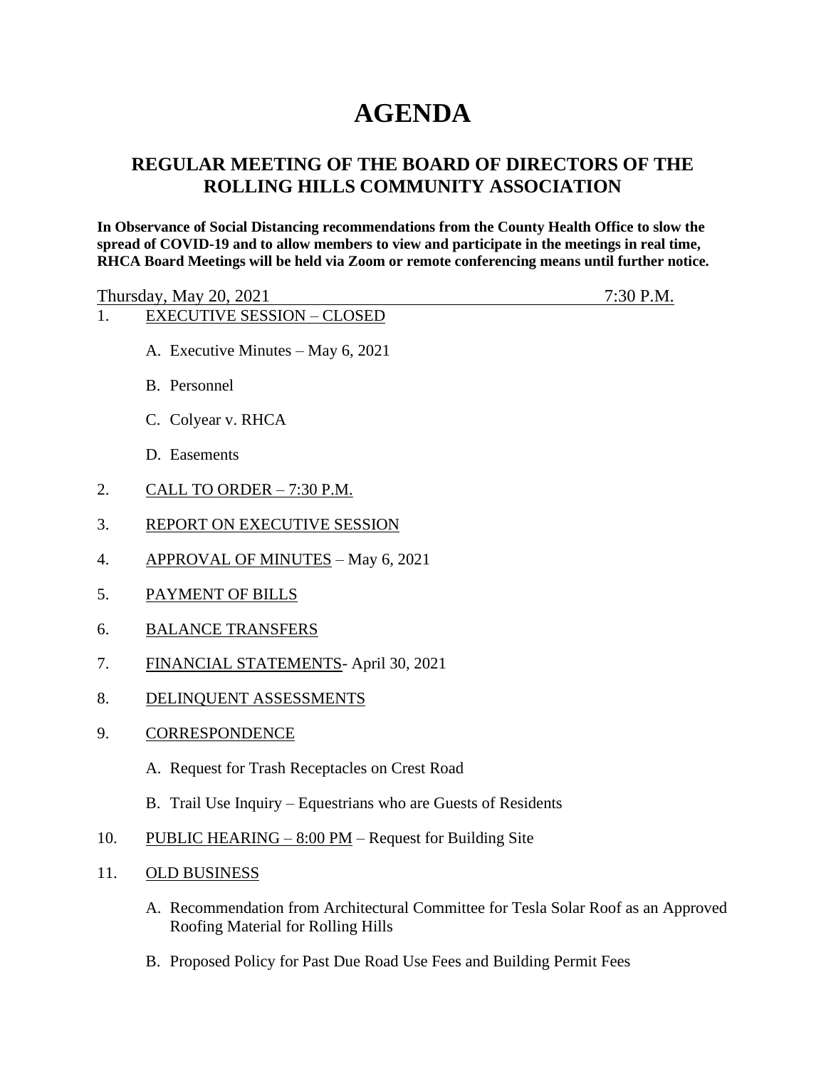# AGENDA

## REGULAR MEETING OF THE BOARD OF DIRECTORS OF THE ROLLING HILLS COMMUNITY ASSOCIATION

**In Observance of Social Distancing recommendations from the County Health Office to slow the spread of COVID-19 and to allow members to view and participate in the meetings in real time, RHCA Board Meetings will be held via Zoom or remote conferencing means until further notice.**

Thursday, May 20, 2021 7:30 P.M.

1. EXECUTIVE SESSION – CLOSED

   A. Executive Minutes – May 6, 2021

   B. Personnel

   C. Colyear v. RHCA

   D. Easements

2. CALL TO ORDER – 7:30 P.M.

3. REPORT ON EXECUTIVE SESSION

4. APPROVAL OF MINUTES – May 6, 2021

5. PAYMENT OF BILLS

6. BALANCE TRANSFERS

7. FINANCIAL STATEMENTS- April 30, 2021

8. DELINQUENT ASSESSMENTS

9. CORRESPONDENCE

   A. Request for Trash Receptacles on Crest Road

   B. Trail Use Inquiry – Equestrians who are Guests of Residents

10. PUBLIC HEARING – 8:00 PM – Request for Building Site

11. OLD BUSINESS

    A. Recommendation from Architectural Committee for Tesla Solar Roof as an Approved Roofing Material for Rolling Hills

    B. Proposed Policy for Past Due Road Use Fees and Building Permit Fees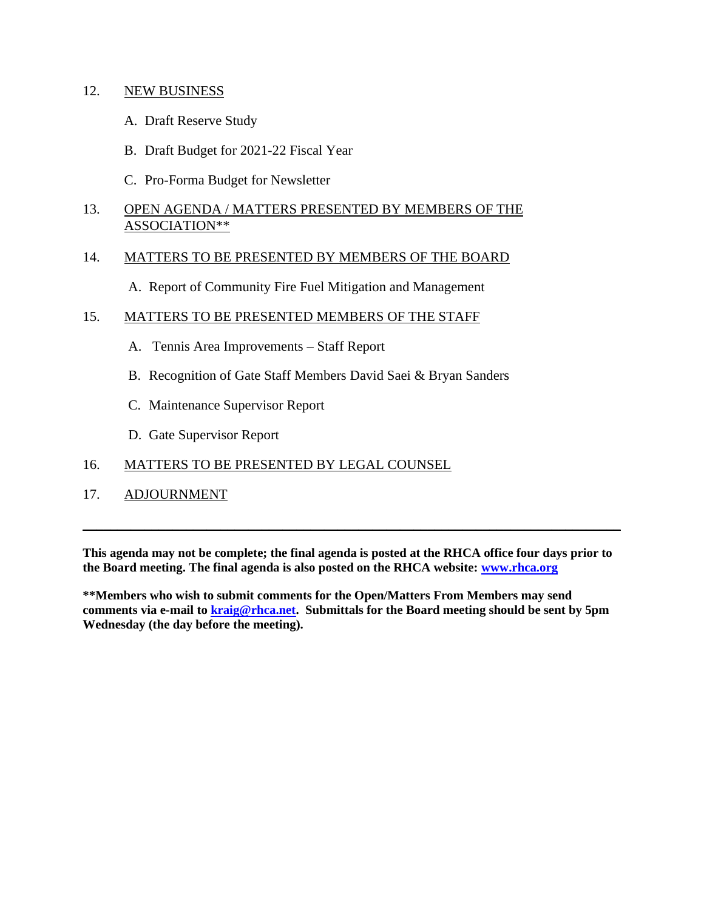12. NEW BUSINESS

    A. Draft Reserve Study

    B. Draft Budget for 2021-22 Fiscal Year

    C. Pro-Forma Budget for Newsletter

13. OPEN AGENDA / MATTERS PRESENTED BY MEMBERS OF THE ASSOCIATION**

14. MATTERS TO BE PRESENTED BY MEMBERS OF THE BOARD

    A. Report of Community Fire Fuel Mitigation and Management

15. MATTERS TO BE PRESENTED MEMBERS OF THE STAFF

    A. Tennis Area Improvements – Staff Report

    B. Recognition of Gate Staff Members David Saei & Bryan Sanders

    C. Maintenance Supervisor Report

    D. Gate Supervisor Report

16. MATTERS TO BE PRESENTED BY LEGAL COUNSEL

17. ADJOURNMENT

---

**This agenda may not be complete; the final agenda is posted at the RHCA office four days prior to the Board meeting. The final agenda is also posted on the RHCA website: [www.rhca.org](http://www.rhca.org)**

****Members who wish to submit comments for the Open/Matters From Members may send comments via e-mail to [kraig@rhca.net](mailto:kraig@rhca.net). Submittals for the Board meeting should be sent by 5pm Wednesday (the day before the meeting).**